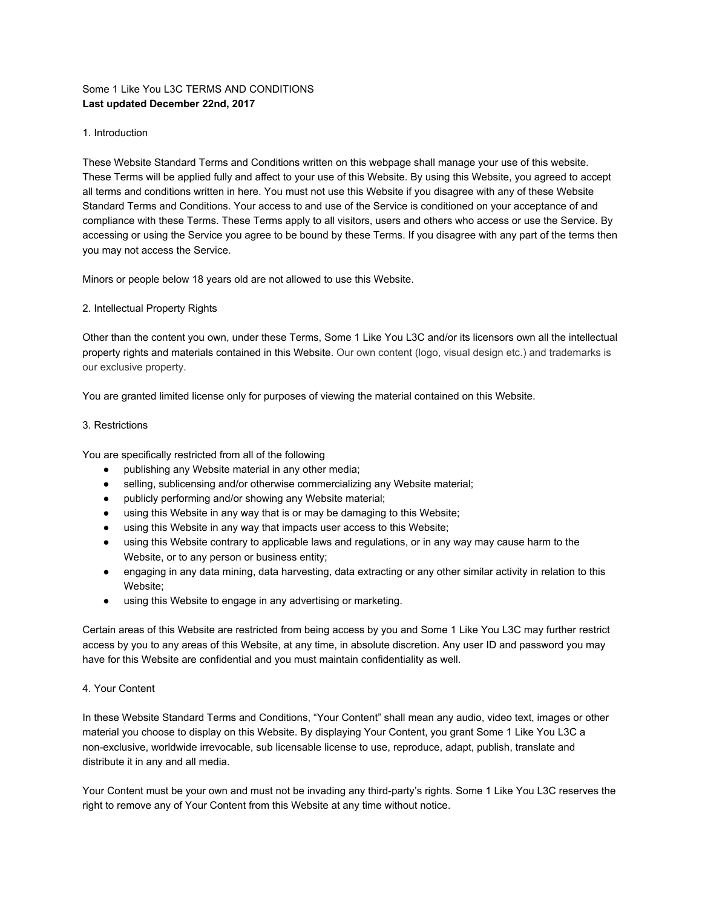Some 1 Like You L3C TERMS AND CONDITIONS
**Last updated December 22nd, 2017**

## 1. Introduction

These Website Standard Terms and Conditions written on this webpage shall manage your use of this website. These Terms will be applied fully and affect to your use of this Website. By using this Website, you agreed to accept all terms and conditions written in here. You must not use this Website if you disagree with any of these Website Standard Terms and Conditions. Your access to and use of the Service is conditioned on your acceptance of and compliance with these Terms. These Terms apply to all visitors, users and others who access or use the Service. By accessing or using the Service you agree to be bound by these Terms. If you disagree with any part of the terms then you may not access the Service.

Minors or people below 18 years old are not allowed to use this Website.

## 2. Intellectual Property Rights

Other than the content you own, under these Terms, Some 1 Like You L3C and/or its licensors own all the intellectual property rights and materials contained in this Website. Our own content (logo, visual design etc.) and trademarks is our exclusive property.

You are granted limited license only for purposes of viewing the material contained on this Website.

## 3. Restrictions

You are specifically restricted from all of the following

- publishing any Website material in any other media;
- selling, sublicensing and/or otherwise commercializing any Website material;
- publicly performing and/or showing any Website material;
- using this Website in any way that is or may be damaging to this Website;
- using this Website in any way that impacts user access to this Website;
- using this Website contrary to applicable laws and regulations, or in any way may cause harm to the Website, or to any person or business entity;
- engaging in any data mining, data harvesting, data extracting or any other similar activity in relation to this Website;
- using this Website to engage in any advertising or marketing.

Certain areas of this Website are restricted from being access by you and Some 1 Like You L3C may further restrict access by you to any areas of this Website, at any time, in absolute discretion. Any user ID and password you may have for this Website are confidential and you must maintain confidentiality as well.

## 4. Your Content

In these Website Standard Terms and Conditions, "Your Content" shall mean any audio, video text, images or other material you choose to display on this Website. By displaying Your Content, you grant Some 1 Like You L3C a non-exclusive, worldwide irrevocable, sub licensable license to use, reproduce, adapt, publish, translate and distribute it in any and all media.

Your Content must be your own and must not be invading any third-party's rights. Some 1 Like You L3C reserves the right to remove any of Your Content from this Website at any time without notice.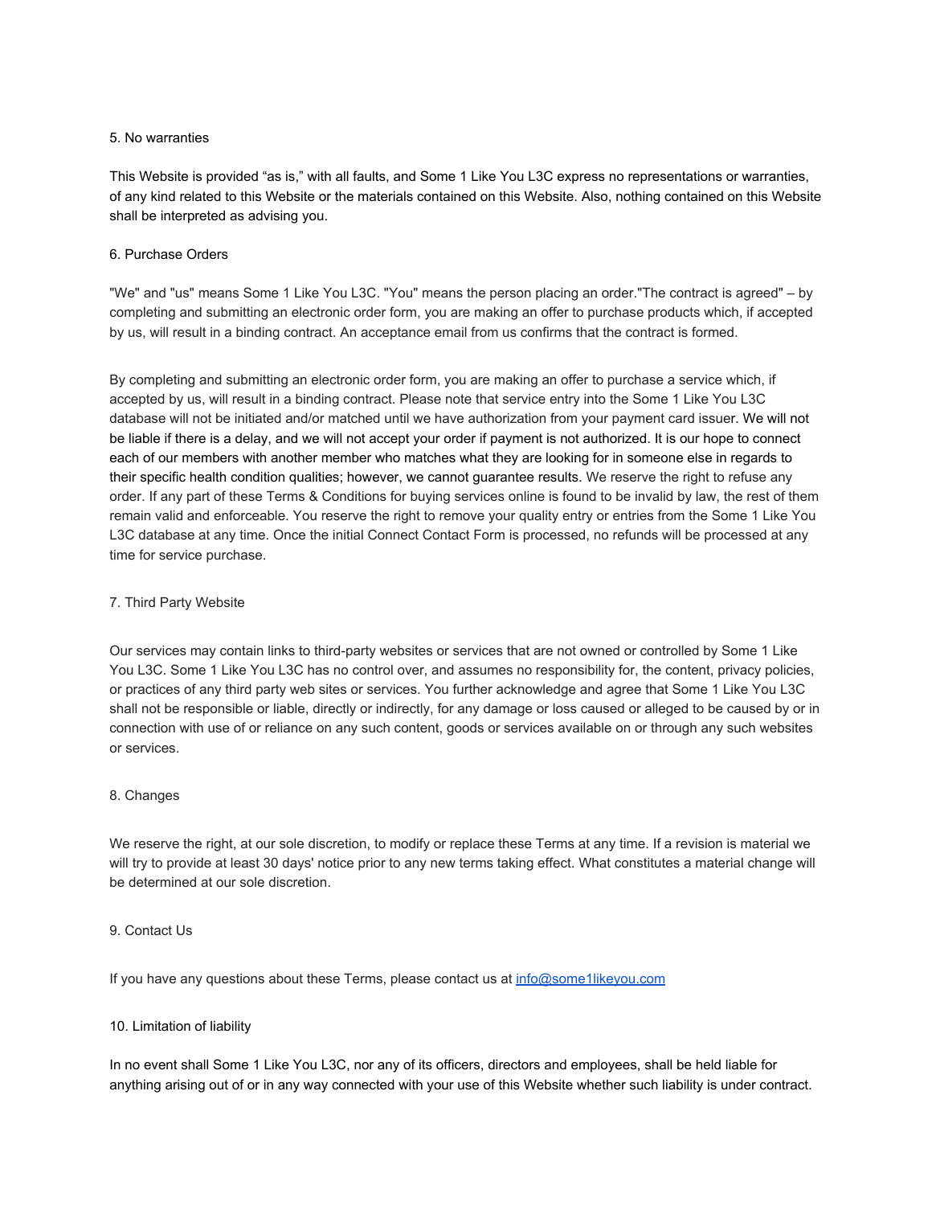5. No warranties

This Website is provided "as is," with all faults, and Some 1 Like You L3C express no representations or warranties, of any kind related to this Website or the materials contained on this Website. Also, nothing contained on this Website shall be interpreted as advising you.

6. Purchase Orders

"We" and "us" means Some 1 Like You L3C. "You" means the person placing an order."The contract is agreed" – by completing and submitting an electronic order form, you are making an offer to purchase products which, if accepted by us, will result in a binding contract. An acceptance email from us confirms that the contract is formed.

By completing and submitting an electronic order form, you are making an offer to purchase a service which, if accepted by us, will result in a binding contract. Please note that service entry into the Some 1 Like You L3C database will not be initiated and/or matched until we have authorization from your payment card issuer. We will not be liable if there is a delay, and we will not accept your order if payment is not authorized. It is our hope to connect each of our members with another member who matches what they are looking for in someone else in regards to their specific health condition qualities; however, we cannot guarantee results. We reserve the right to refuse any order. If any part of these Terms & Conditions for buying services online is found to be invalid by law, the rest of them remain valid and enforceable. You reserve the right to remove your quality entry or entries from the Some 1 Like You L3C database at any time. Once the initial Connect Contact Form is processed, no refunds will be processed at any time for service purchase.

7. Third Party Website

Our services may contain links to third-party websites or services that are not owned or controlled by Some 1 Like You L3C. Some 1 Like You L3C has no control over, and assumes no responsibility for, the content, privacy policies, or practices of any third party web sites or services. You further acknowledge and agree that Some 1 Like You L3C shall not be responsible or liable, directly or indirectly, for any damage or loss caused or alleged to be caused by or in connection with use of or reliance on any such content, goods or services available on or through any such websites or services.

8. Changes

We reserve the right, at our sole discretion, to modify or replace these Terms at any time. If a revision is material we will try to provide at least 30 days' notice prior to any new terms taking effect. What constitutes a material change will be determined at our sole discretion.

9. Contact Us

If you have any questions about these Terms, please contact us at info@some1likeyou.com

10. Limitation of liability

In no event shall Some 1 Like You L3C, nor any of its officers, directors and employees, shall be held liable for anything arising out of or in any way connected with your use of this Website whether such liability is under contract.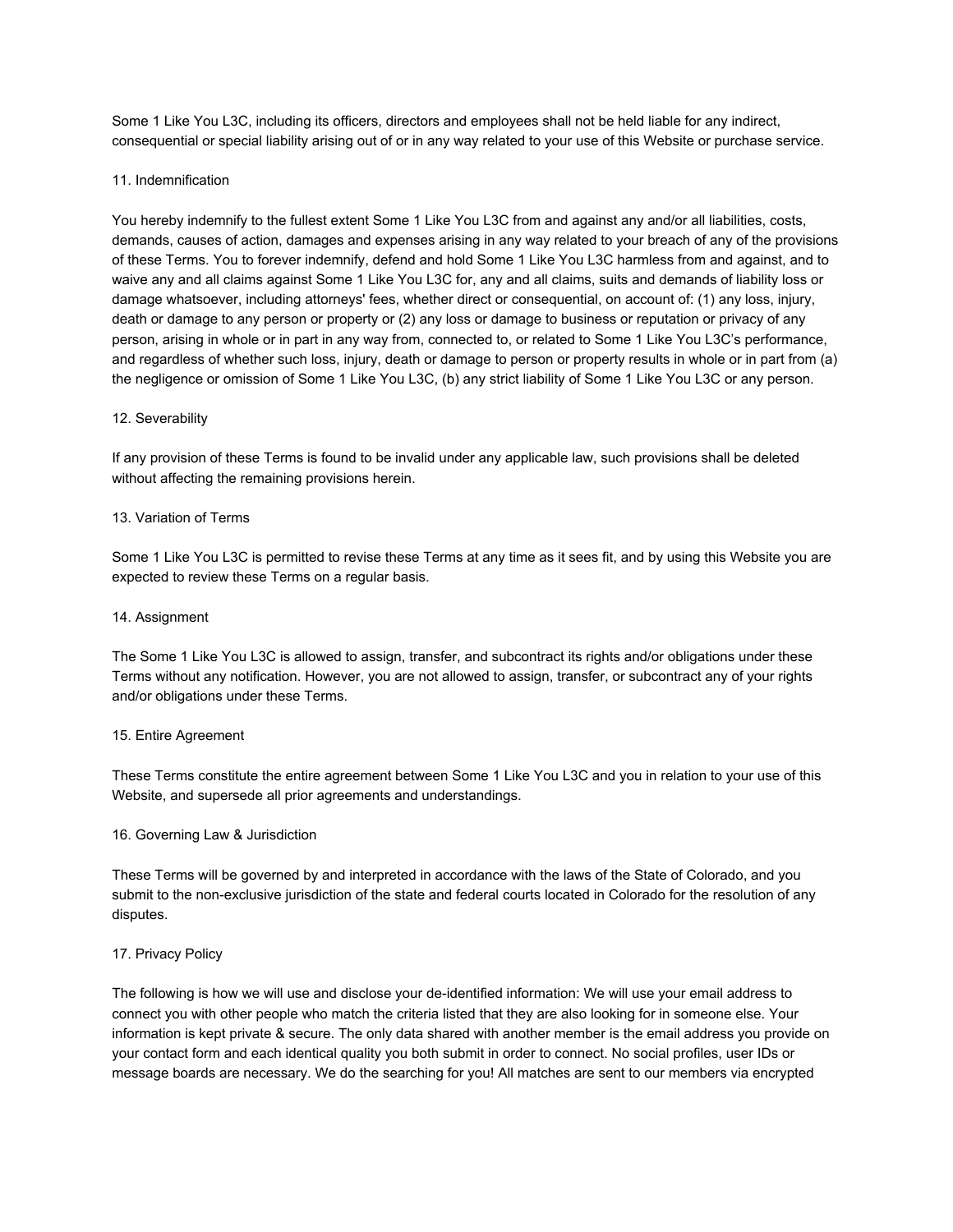Some 1 Like You L3C, including its officers, directors and employees shall not be held liable for any indirect, consequential or special liability arising out of or in any way related to your use of this Website or purchase service.

11. Indemnification

You hereby indemnify to the fullest extent Some 1 Like You L3C from and against any and/or all liabilities, costs, demands, causes of action, damages and expenses arising in any way related to your breach of any of the provisions of these Terms. You to forever indemnify, defend and hold Some 1 Like You L3C harmless from and against, and to waive any and all claims against Some 1 Like You L3C for, any and all claims, suits and demands of liability loss or damage whatsoever, including attorneys' fees, whether direct or consequential, on account of: (1) any loss, injury, death or damage to any person or property or (2) any loss or damage to business or reputation or privacy of any person, arising in whole or in part in any way from, connected to, or related to Some 1 Like You L3C's performance, and regardless of whether such loss, injury, death or damage to person or property results in whole or in part from (a) the negligence or omission of Some 1 Like You L3C, (b) any strict liability of Some 1 Like You L3C or any person.

12. Severability

If any provision of these Terms is found to be invalid under any applicable law, such provisions shall be deleted without affecting the remaining provisions herein.

13. Variation of Terms

Some 1 Like You L3C is permitted to revise these Terms at any time as it sees fit, and by using this Website you are expected to review these Terms on a regular basis.

14. Assignment

The Some 1 Like You L3C is allowed to assign, transfer, and subcontract its rights and/or obligations under these Terms without any notification. However, you are not allowed to assign, transfer, or subcontract any of your rights and/or obligations under these Terms.

15. Entire Agreement

These Terms constitute the entire agreement between Some 1 Like You L3C and you in relation to your use of this Website, and supersede all prior agreements and understandings.

16. Governing Law & Jurisdiction

These Terms will be governed by and interpreted in accordance with the laws of the State of Colorado, and you submit to the non-exclusive jurisdiction of the state and federal courts located in Colorado for the resolution of any disputes.

17. Privacy Policy

The following is how we will use and disclose your de-identified information: We will use your email address to connect you with other people who match the criteria listed that they are also looking for in someone else. Your information is kept private & secure. The only data shared with another member is the email address you provide on your contact form and each identical quality you both submit in order to connect. No social profiles, user IDs or message boards are necessary. We do the searching for you! All matches are sent to our members via encrypted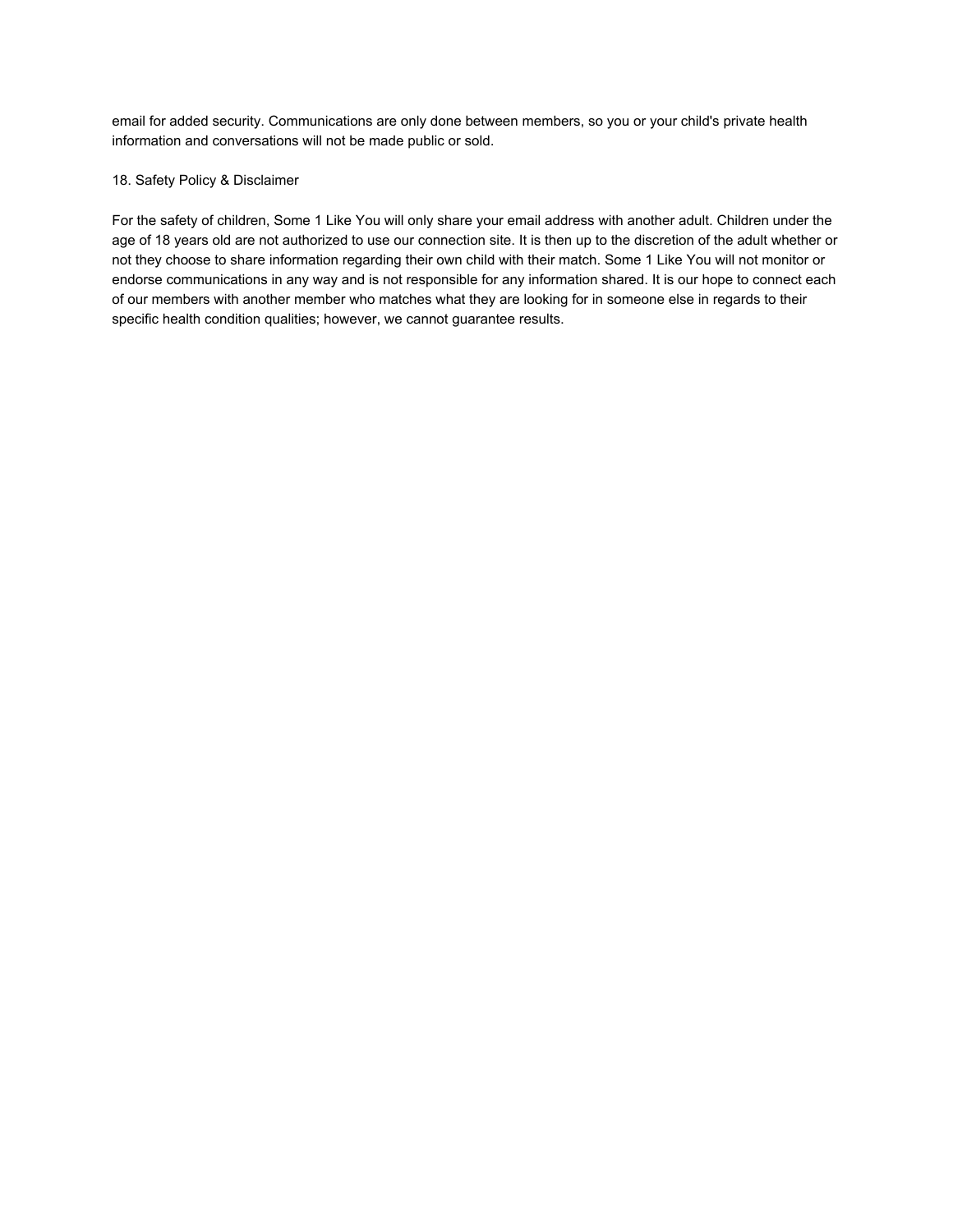email for added security. Communications are only done between members, so you or your child's private health information and conversations will not be made public or sold.

## 18. Safety Policy & Disclaimer

For the safety of children, Some 1 Like You will only share your email address with another adult. Children under the age of 18 years old are not authorized to use our connection site. It is then up to the discretion of the adult whether or not they choose to share information regarding their own child with their match. Some 1 Like You will not monitor or endorse communications in any way and is not responsible for any information shared. It is our hope to connect each of our members with another member who matches what they are looking for in someone else in regards to their specific health condition qualities; however, we cannot guarantee results.